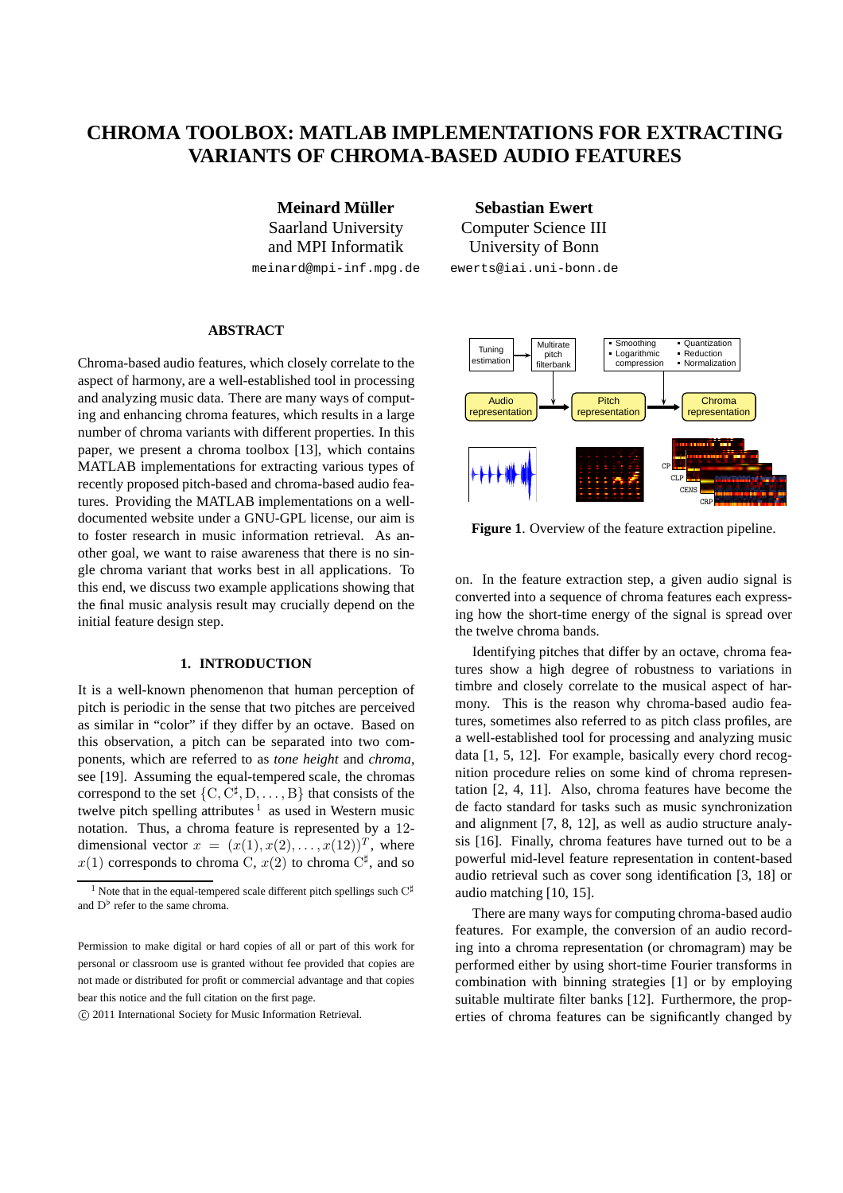# CHROMA TOOLBOX: MATLAB IMPLEMENTATIONS FOR EXTRACTING VARIANTS OF CHROMA-BASED AUDIO FEATURES

**Meinard Müller**
Saarland University
and MPI Informatik
meinard@mpi-inf.mpg.de

**Sebastian Ewert**
Computer Science III
University of Bonn
ewerts@iai.uni-bonn.de

## ABSTRACT

Chroma-based audio features, which closely correlate to the aspect of harmony, are a well-established tool in processing and analyzing music data. There are many ways of computing and enhancing chroma features, which results in a large number of chroma variants with different properties. In this paper, we present a chroma toolbox [13], which contains MATLAB implementations for extracting various types of recently proposed pitch-based and chroma-based audio features. Providing the MATLAB implementations on a well-documented website under a GNU-GPL license, our aim is to foster research in music information retrieval. As another goal, we want to raise awareness that there is no single chroma variant that works best in all applications. To this end, we discuss two example applications showing that the final music analysis result may crucially depend on the initial feature design step.

## 1. INTRODUCTION

It is a well-known phenomenon that human perception of pitch is periodic in the sense that two pitches are perceived as similar in "color" if they differ by an octave. Based on this observation, a pitch can be separated into two components, which are referred to as *tone height* and *chroma*, see [19]. Assuming the equal-tempered scale, the chromas correspond to the set $\{\mathrm{C}, \mathrm{C}^\sharp, \mathrm{D}, \ldots, \mathrm{B}\}$ that consists of the twelve pitch spelling attributes [1] as used in Western music notation. Thus, a chroma feature is represented by a 12-dimensional vector $x = (x(1), x(2), \ldots, x(12))^T$, where $x(1)$ corresponds to chroma $\mathrm{C}$, $x(2)$ to chroma $\mathrm{C}^\sharp$, and so on. In the feature extraction step, a given audio signal is converted into a sequence of chroma features each expressing how the short-time energy of the signal is spread over the twelve chroma bands.

[1] Note that in the equal-tempered scale different pitch spellings such $\mathrm{C}^\sharp$ and $\mathrm{D}^\flat$ refer to the same chroma.

Permission to make digital or hard copies of all or part of this work for personal or classroom use is granted without fee provided that copies are not made or distributed for profit or commercial advantage and that copies bear this notice and the full citation on the first page.
© 2011 International Society for Music Information Retrieval.

**Figure 1**. Overview of the feature extraction pipeline.

Identifying pitches that differ by an octave, chroma features show a high degree of robustness to variations in timbre and closely correlate to the musical aspect of harmony. This is the reason why chroma-based audio features, sometimes also referred to as pitch class profiles, are a well-established tool for processing and analyzing music data [1, 5, 12]. For example, basically every chord recognition procedure relies on some kind of chroma representation [2, 4, 11]. Also, chroma features have become the de facto standard for tasks such as music synchronization and alignment [7, 8, 12], as well as audio structure analysis [16]. Finally, chroma features have turned out to be a powerful mid-level feature representation in content-based audio retrieval such as cover song identification [3, 18] or audio matching [10, 15].

There are many ways for computing chroma-based audio features. For example, the conversion of an audio recording into a chroma representation (or chromagram) may be performed either by using short-time Fourier transforms in combination with binning strategies [1] or by employing suitable multirate filter banks [12]. Furthermore, the properties of chroma features can be significantly changed by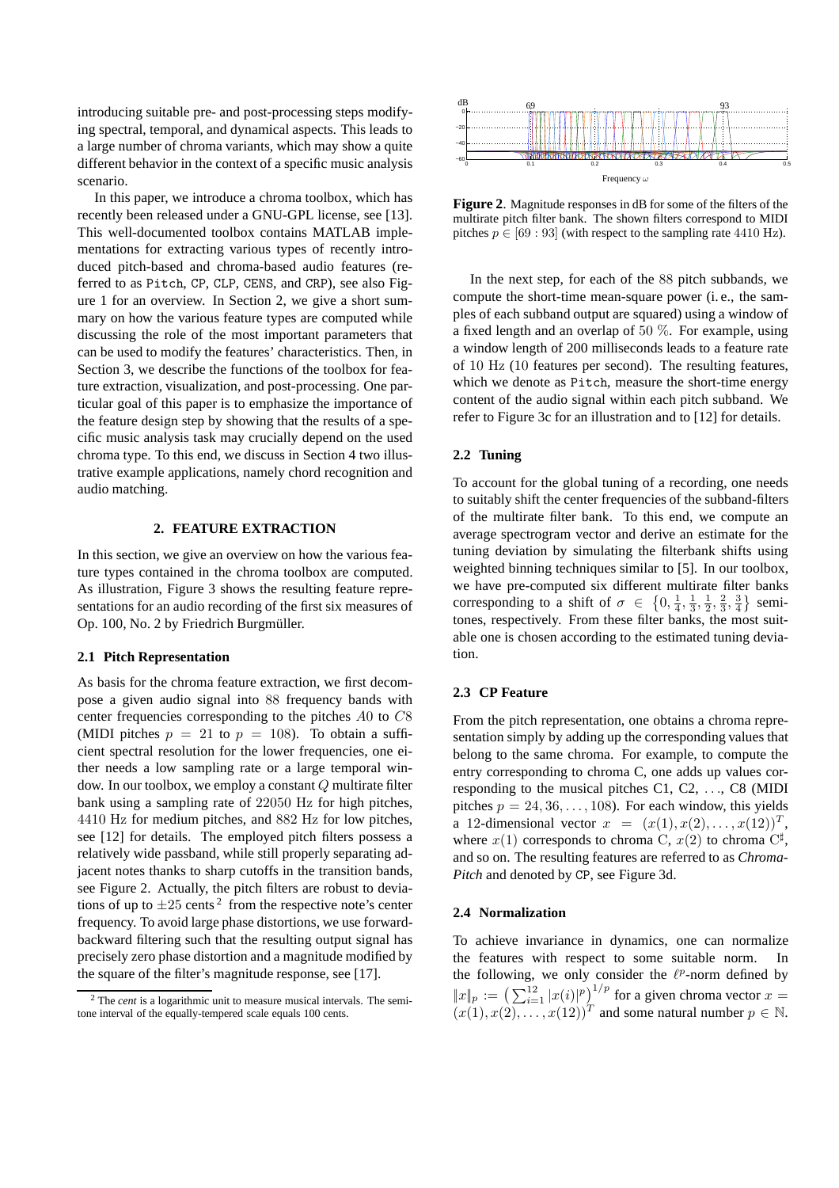introducing suitable pre- and post-processing steps modifying spectral, temporal, and dynamical aspects. This leads to a large number of chroma variants, which may show a quite different behavior in the context of a specific music analysis scenario.

In this paper, we introduce a chroma toolbox, which has recently been released under a GNU-GPL license, see [13]. This well-documented toolbox contains MATLAB implementations for extracting various types of recently introduced pitch-based and chroma-based audio features (referred to as Pitch, CP, CLP, CENS, and CRP), see also Figure 1 for an overview. In Section 2, we give a short summary on how the various feature types are computed while discussing the role of the most important parameters that can be used to modify the features' characteristics. Then, in Section 3, we describe the functions of the toolbox for feature extraction, visualization, and post-processing. One particular goal of this paper is to emphasize the importance of the feature design step by showing that the results of a specific music analysis task may crucially depend on the used chroma type. To this end, we discuss in Section 4 two illustrative example applications, namely chord recognition and audio matching.

## 2. FEATURE EXTRACTION

In this section, we give an overview on how the various feature types contained in the chroma toolbox are computed. As illustration, Figure 3 shows the resulting feature representations for an audio recording of the first six measures of Op. 100, No. 2 by Friedrich Burgmüller.

### 2.1 Pitch Representation

As basis for the chroma feature extraction, we first decompose a given audio signal into 88 frequency bands with center frequencies corresponding to the pitches $A0$ to $C8$ (MIDI pitches $p = 21$ to $p = 108$). To obtain a sufficient spectral resolution for the lower frequencies, one either needs a low sampling rate or a large temporal window. In our toolbox, we employ a constant $Q$ multirate filter bank using a sampling rate of 22050 Hz for high pitches, 4410 Hz for medium pitches, and 882 Hz for low pitches, see [12] for details. The employed pitch filters possess a relatively wide passband, while still properly separating adjacent notes thanks to sharp cutoffs in the transition bands, see Figure 2. Actually, the pitch filters are robust to deviations of up to $\pm 25$ cents [2] from the respective note's center frequency. To avoid large phase distortions, we use forward-backward filtering such that the resulting output signal has precisely zero phase distortion and a magnitude modified by the square of the filter's magnitude response, see [17].

[2] The *cent* is a logarithmic unit to measure musical intervals. The semitone interval of the equally-tempered scale equals 100 cents.

**Figure 2**. Magnitude responses in dB for some of the filters of the multirate pitch filter bank. The shown filters correspond to MIDI pitches $p \in [69 : 93]$ (with respect to the sampling rate 4410 Hz).

In the next step, for each of the 88 pitch subbands, we compute the short-time mean-square power (i. e., the samples of each subband output are squared) using a window of a fixed length and an overlap of 50 %. For example, using a window length of 200 milliseconds leads to a feature rate of 10 Hz (10 features per second). The resulting features, which we denote as Pitch, measure the short-time energy content of the audio signal within each pitch subband. We refer to Figure 3c for an illustration and to [12] for details.

### 2.2 Tuning

To account for the global tuning of a recording, one needs to suitably shift the center frequencies of the subband-filters of the multirate filter bank. To this end, we compute an average spectrogram vector and derive an estimate for the tuning deviation by simulating the filterbank shifts using weighted binning techniques similar to [5]. In our toolbox, we have pre-computed six different multirate filter banks corresponding to a shift of $\sigma \in \left\{0, \frac{1}{4}, \frac{1}{3}, \frac{1}{2}, \frac{2}{3}, \frac{3}{4}\right\}$ semitones, respectively. From these filter banks, the most suitable one is chosen according to the estimated tuning deviation.

### 2.3 CP Feature

From the pitch representation, one obtains a chroma representation simply by adding up the corresponding values that belong to the same chroma. For example, to compute the entry corresponding to chroma C, one adds up values corresponding to the musical pitches C1, C2, ..., C8 (MIDI pitches $p = 24, 36, \ldots, 108$). For each window, this yields a 12-dimensional vector $x = (x(1), x(2), \ldots, x(12))^T$, where $x(1)$ corresponds to chroma C, $x(2)$ to chroma $\mathrm{C}^\sharp$, and so on. The resulting features are referred to as *Chroma-Pitch* and denoted by CP, see Figure 3d.

### 2.4 Normalization

To achieve invariance in dynamics, one can normalize the features with respect to some suitable norm. In the following, we only consider the $\ell^p$-norm defined by $\|x\|_p := \left(\sum_{i=1}^{12} |x(i)|^p\right)^{1/p}$ for a given chroma vector $x = (x(1), x(2), \ldots, x(12))^T$ and some natural number $p \in \mathbb{N}$.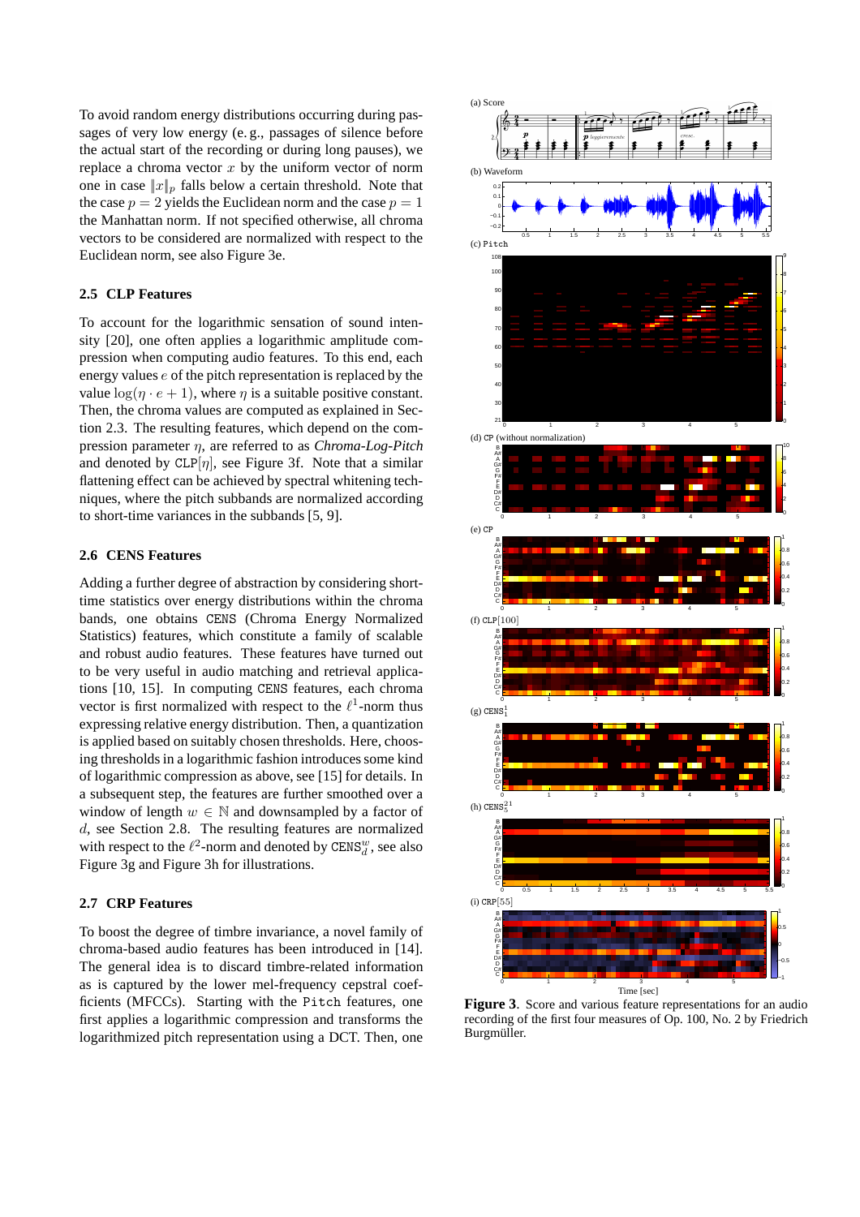To avoid random energy distributions occurring during passages of very low energy (e. g., passages of silence before the actual start of the recording or during long pauses), we replace a chroma vector $x$ by the uniform vector of norm one in case $\|x\|_p$ falls below a certain threshold. Note that the case $p = 2$ yields the Euclidean norm and the case $p = 1$ the Manhattan norm. If not specified otherwise, all chroma vectors to be considered are normalized with respect to the Euclidean norm, see also Figure 3e.

### 2.5 CLP Features

To account for the logarithmic sensation of sound intensity [20], one often applies a logarithmic amplitude compression when computing audio features. To this end, each energy values $e$ of the pitch representation is replaced by the value $\log(\eta \cdot e + 1)$, where $\eta$ is a suitable positive constant. Then, the chroma values are computed as explained in Section 2.3. The resulting features, which depend on the compression parameter $\eta$, are referred to as *Chroma-Log-Pitch* and denoted by $\texttt{CLP}[\eta]$, see Figure 3f. Note that a similar flattening effect can be achieved by spectral whitening techniques, where the pitch subbands are normalized according to short-time variances in the subbands [5, 9].

### 2.6 CENS Features

Adding a further degree of abstraction by considering short-time statistics over energy distributions within the chroma bands, one obtains `CENS` (Chroma Energy Normalized Statistics) features, which constitute a family of scalable and robust audio features. These features have turned out to be very useful in audio matching and retrieval applications [10, 15]. In computing `CENS` features, each chroma vector is first normalized with respect to the $\ell^1$-norm thus expressing relative energy distribution. Then, a quantization is applied based on suitably chosen thresholds. Here, choosing thresholds in a logarithmic fashion introduces some kind of logarithmic compression as above, see [15] for details. In a subsequent step, the features are further smoothed over a window of length $w \in \mathbb{N}$ and downsampled by a factor of $d$, see Section 2.8. The resulting features are normalized with respect to the $\ell^2$-norm and denoted by $\texttt{CENS}^w_d$, see also Figure 3g and Figure 3h for illustrations.

### 2.7 CRP Features

To boost the degree of timbre invariance, a novel family of chroma-based audio features has been introduced in [14]. The general idea is to discard timbre-related information as is captured by the lower mel-frequency cepstral coefficients (MFCCs). Starting with the `Pitch` features, one first applies a logarithmic compression and transforms the logarithmized pitch representation using a DCT. Then, one

**Figure 3**. Score and various feature representations for an audio recording of the first four measures of Op. 100, No. 2 by Friedrich Burgmüller.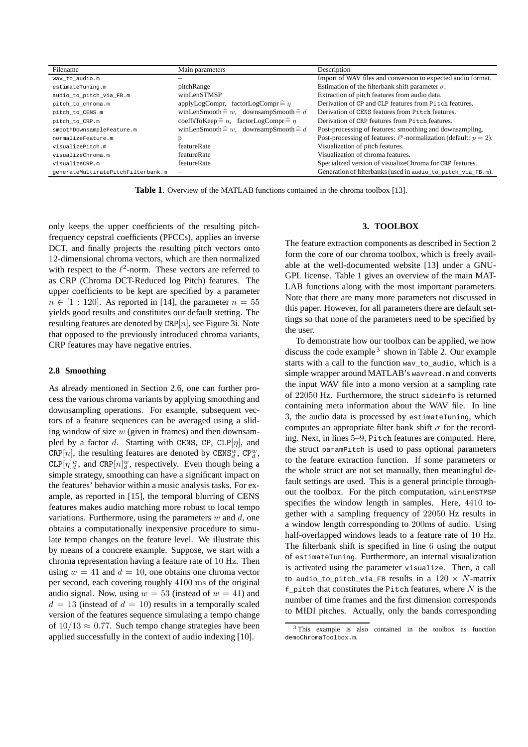| Filename | Main parameters | Description |
|---|---|---|
| wav_to_audio.m | – | Import of WAV files and conversion to expected audio format. |
| estimateTuning.m | pitchRange | Estimation of the filterbank shift parameter $\sigma$. |
| audio_to_pitch_via_FB.m | winLenSTMSP | Extraction of pitch features from audio data. |
| pitch_to_chroma.m | applyLogCompr, factorLogCompr $\widehat{=}\ \eta$ | Derivation of CP and CLP features from Pitch features. |
| pitch_to_CENS.m | winLenSmooth $\widehat{=}\ w$, downsampSmooth $\widehat{=}\ d$ | Derivation of CENS features from Pitch features. |
| pitch_to_CRP.m | coeffsToKeep $\widehat{=}\ n$, factorLogCompr $\widehat{=}\ \eta$ | Derivation of CRP features from Pitch features. |
| smoothDownsampleFeature.m | winLenSmooth $\widehat{=}\ w$, downsampSmooth $\widehat{=}\ d$ | Post-processing of features: smoothing and downsampling. |
| normalizeFeature.m | p | Post-processing of features: $\ell^p$-normalization (default: $p = 2$). |
| visualizePitch.m | featureRate | Visualization of pitch features. |
| visualizeChroma.m | featureRate | Visualization of chroma features. |
| visualizeCRP.m | featureRate | Specialized version of visualizeChroma for CRP features. |
| generateMultiratePitchFilterbank.m | – | Generation of filterbanks (used in audio_to_pitch_via_FB.m). |

**Table 1**. Overview of the MATLAB functions contained in the chroma toolbox [13].

only keeps the upper coefficients of the resulting pitch-frequency cepstral coefficients (PFCCs), applies an inverse DCT, and finally projects the resulting pitch vectors onto 12-dimensional chroma vectors, which are then normalized with respect to the $\ell^2$-norm. These vectors are referred to as CRP (Chroma DCT-Reduced log Pitch) features. The upper coefficients to be kept are specified by a parameter $n \in [1 : 120]$. As reported in [14], the parameter $n = 55$ yields good results and constitutes our default stetting. The resulting features are denoted by CRP$[n]$, see Figure 3i. Note that opposed to the previously introduced chroma variants, CRP features may have negative entries.

### 2.8 Smoothing

As already mentioned in Section 2.6, one can further process the various chroma variants by applying smoothing and downsampling operations. For example, subsequent vectors of a feature sequences can be averaged using a sliding window of size $w$ (given in frames) and then downsampled by a factor $d$. Starting with CENS, CP, CLP$[\eta]$, and CRP$[n]$, the resulting features are denoted by $\text{CENS}^w_d$, $\text{CP}^w_d$, $\text{CLP}[\eta]^w_d$, and $\text{CRP}[n]^w_d$, respectively. Even though being a simple strategy, smoothing can have a significant impact on the features' behavior within a music analysis tasks. For example, as reported in [15], the temporal blurring of CENS features makes audio matching more robust to local tempo variations. Furthermore, using the parameters $w$ and $d$, one obtains a computationally inexpensive procedure to simulate tempo changes on the feature level. We illustrate this by means of a concrete example. Suppose, we start with a chroma representation having a feature rate of 10 Hz. Then using $w = 41$ and $d = 10$, one obtains one chroma vector per second, each covering roughly 4100 ms of the original audio signal. Now, using $w = 53$ (instead of $w = 41$) and $d = 13$ (instead of $d = 10$) results in a temporally scaled version of the features sequence simulating a tempo change of $10/13 \approx 0.77$. Such tempo change strategies have been applied successfully in the context of audio indexing [10].

## 3. TOOLBOX

The feature extraction components as described in Section 2 form the core of our chroma toolbox, which is freely available at the well-documented website [13] under a GNU-GPL license. Table 1 gives an overview of the main MATLAB functions along with the most important parameters. Note that there are many more parameters not discussed in this paper. However, for all parameters there are default settings so that none of the parameters need to be specified by the user.

To demonstrate how our toolbox can be applied, we now discuss the code example [3] shown in Table 2. Our example starts with a call to the function wav_to_audio, which is a simple wrapper around MATLAB's wavread.m and converts the input WAV file into a mono version at a sampling rate of 22050 Hz. Furthermore, the struct sideinfo is returned containing meta information about the WAV file. In line 3, the audio data is processed by estimateTuning, which computes an appropriate filter bank shift $\sigma$ for the recording. Next, in lines 5–9, Pitch features are computed. Here, the struct paramPitch is used to pass optional parameters to the feature extraction function. If some parameters or the whole struct are not set manually, then meaningful default settings are used. This is a general principle throughout the toolbox. For the pitch computation, winLenSTMSP specifies the window length in samples. Here, 4410 together with a sampling frequency of 22050 Hz results in a window length corresponding to 200ms of audio. Using half-overlapped windows leads to a feature rate of 10 Hz. The filterbank shift is specified in line 6 using the output of estimateTuning. Furthermore, an internal visualization is activated using the parameter visualize. Then, a call to audio_to_pitch_via_FB results in a $120 \times N$-matrix f_pitch that constitutes the Pitch features, where $N$ is the number of time frames and the first dimension corresponds to MIDI pitches. Actually, only the bands corresponding

[3] This example is also contained in the toolbox as function demoChromaToolbox.m.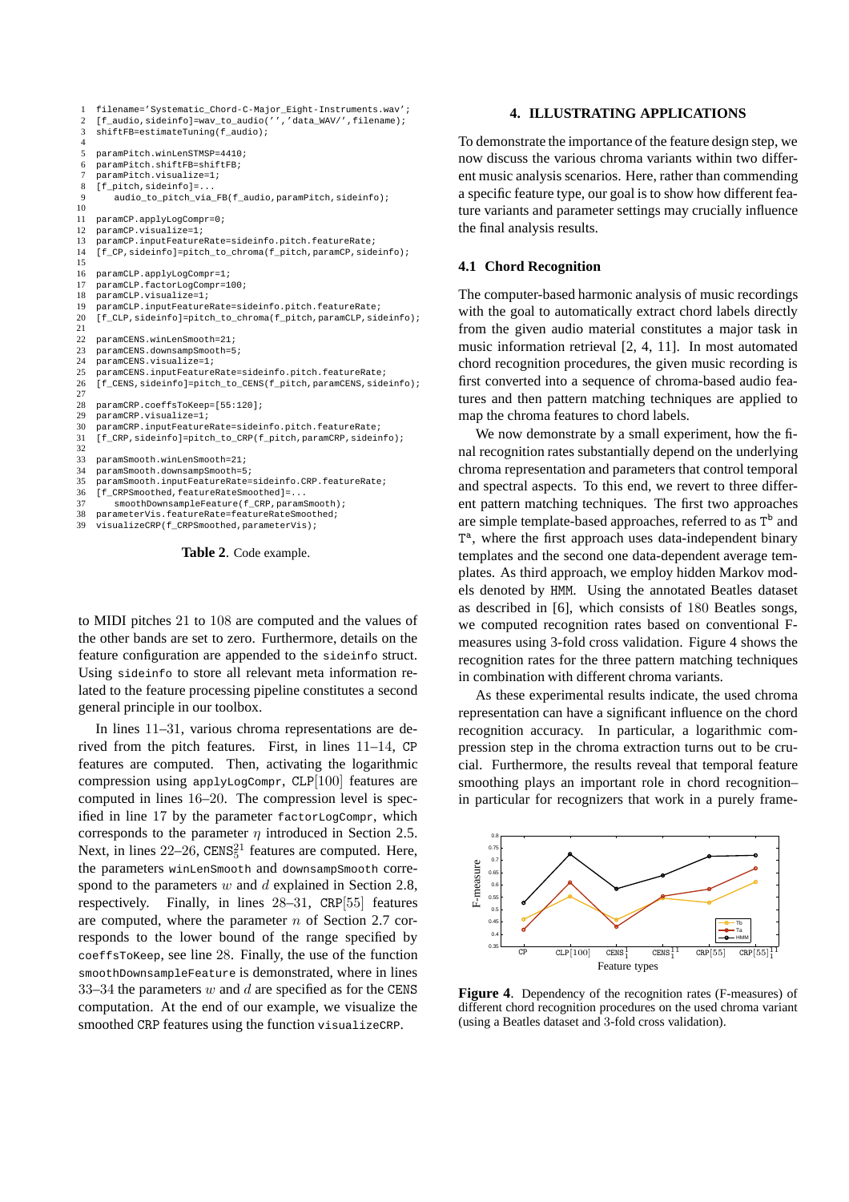```
1  filename='Systematic_Chord-C-Major_Eight-Instruments.wav';
2  [f_audio,sideinfo]=wav_to_audio('','data_WAV/',filename);
3  shiftFB=estimateTuning(f_audio);
4
5  paramPitch.winLenSTMSP=4410;
6  paramPitch.shiftFB=shiftFB;
7  paramPitch.visualize=1;
8  [f_pitch,sideinfo]=...
9      audio_to_pitch_via_FB(f_audio,paramPitch,sideinfo);
10
11 paramCP.applyLogCompr=0;
12 paramCP.visualize=1;
13 paramCP.inputFeatureRate=sideinfo.pitch.featureRate;
14 [f_CP,sideinfo]=pitch_to_chroma(f_pitch,paramCP,sideinfo);
15
16 paramCLP.applyLogCompr=1;
17 paramCLP.factorLogCompr=100;
18 paramCLP.visualize=1;
19 paramCLP.inputFeatureRate=sideinfo.pitch.featureRate;
20 [f_CLP,sideinfo]=pitch_to_chroma(f_pitch,paramCLP,sideinfo);
21
22 paramCENS.winLenSmooth=21;
23 paramCENS.downsampSmooth=5;
24 paramCENS.visualize=1;
25 paramCENS.inputFeatureRate=sideinfo.pitch.featureRate;
26 [f_CENS,sideinfo]=pitch_to_CENS(f_pitch,paramCENS,sideinfo);
27
28 paramCRP.coeffsToKeep=[55:120];
29 paramCRP.visualize=1;
30 paramCRP.inputFeatureRate=sideinfo.pitch.featureRate;
31 [f_CRP,sideinfo]=pitch_to_CRP(f_pitch,paramCRP,sideinfo);
32
33 paramSmooth.winLenSmooth=21;
34 paramSmooth.downsampSmooth=5;
35 paramSmooth.inputFeatureRate=sideinfo.CRP.featureRate;
36 [f_CRPSmoothed,featureRateSmoothed]=...
37     smoothDownsampleFeature(f_CRP,paramSmooth);
38 parameterVis.featureRate=featureRateSmoothed;
39 visualizeCRP(f_CRPSmoothed,parameterVis);
```

**Table 2**. Code example.

to MIDI pitches 21 to 108 are computed and the values of the other bands are set to zero. Furthermore, details on the feature configuration are appended to the sideinfo struct. Using sideinfo to store all relevant meta information related to the feature processing pipeline constitutes a second general principle in our toolbox.

In lines 11–31, various chroma representations are derived from the pitch features. First, in lines 11–14, CP features are computed. Then, activating the logarithmic compression using applyLogCompr, CLP[100] features are computed in lines 16–20. The compression level is specified in line 17 by the parameter factorLogCompr, which corresponds to the parameter $\eta$ introduced in Section 2.5. Next, in lines 22–26, $\text{CENS}_5^{21}$ features are computed. Here, the parameters winLenSmooth and downsampSmooth correspond to the parameters $w$ and $d$ explained in Section 2.8, respectively. Finally, in lines 28–31, CRP[55] features are computed, where the parameter $n$ of Section 2.7 corresponds to the lower bound of the range specified by coeffsToKeep, see line 28. Finally, the use of the function smoothDownsampleFeature is demonstrated, where in lines 33–34 the parameters $w$ and $d$ are specified as for the CENS computation. At the end of our example, we visualize the smoothed CRP features using the function visualizeCRP.

## 4. ILLUSTRATING APPLICATIONS

To demonstrate the importance of the feature design step, we now discuss the various chroma variants within two different music analysis scenarios. Here, rather than commending a specific feature type, our goal is to show how different feature variants and parameter settings may crucially influence the final analysis results.

### 4.1 Chord Recognition

The computer-based harmonic analysis of music recordings with the goal to automatically extract chord labels directly from the given audio material constitutes a major task in music information retrieval [2, 4, 11]. In most automated chord recognition procedures, the given music recording is first converted into a sequence of chroma-based audio features and then pattern matching techniques are applied to map the chroma features to chord labels.

We now demonstrate by a small experiment, how the final recognition rates substantially depend on the underlying chroma representation and parameters that control temporal and spectral aspects. To this end, we revert to three different pattern matching techniques. The first two approaches are simple template-based approaches, referred to as $\text{T}^\text{b}$ and $\text{T}^\text{a}$, where the first approach uses data-independent binary templates and the second one data-dependent average templates. As third approach, we employ hidden Markov models denoted by HMM. Using the annotated Beatles dataset as described in [6], which consists of 180 Beatles songs, we computed recognition rates based on conventional F-measures using 3-fold cross validation. Figure 4 shows the recognition rates for the three pattern matching techniques in combination with different chroma variants.

As these experimental results indicate, the used chroma representation can have a significant influence on the chord recognition accuracy. In particular, a logarithmic compression step in the chroma extraction turns out to be crucial. Furthermore, the results reveal that temporal feature smoothing plays an important role in chord recognition–in particular for recognizers that work in a purely frame-

**Figure 4**. Dependency of the recognition rates (F-measures) of different chord recognition procedures on the used chroma variant (using a Beatles dataset and 3-fold cross validation).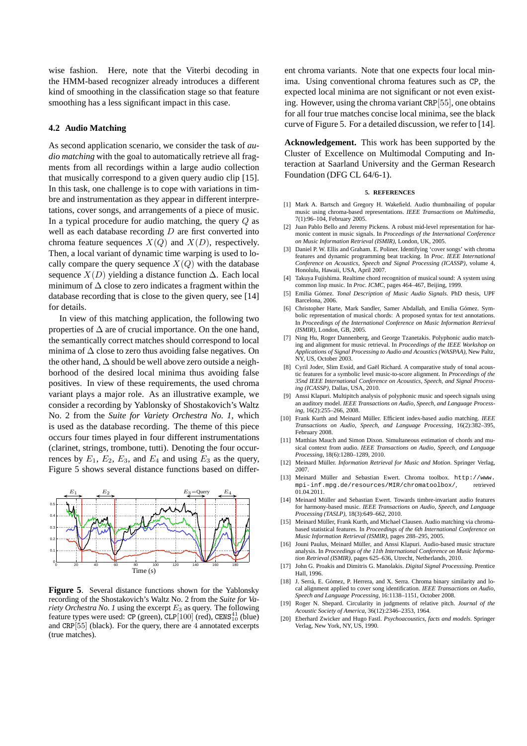wise fashion. Here, note that the Viterbi decoding in the HMM-based recognizer already introduces a different kind of smoothing in the classification stage so that feature smoothing has a less significant impact in this case.

### 4.2 Audio Matching

As second application scenario, we consider the task of *audio matching* with the goal to automatically retrieve all fragments from all recordings within a large audio collection that musically correspond to a given query audio clip [15]. In this task, one challenge is to cope with variations in timbre and instrumentation as they appear in different interpretations, cover songs, and arrangements of a piece of music. In a typical procedure for audio matching, the query $Q$ as well as each database recording $D$ are first converted into chroma feature sequences $X(Q)$ and $X(D)$, respectively. Then, a local variant of dynamic time warping is used to locally compare the query sequence $X(Q)$ with the database sequence $X(D)$ yielding a distance function $\Delta$. Each local minimum of $\Delta$ close to zero indicates a fragment within the database recording that is close to the given query, see [14] for details.

In view of this matching application, the following two properties of $\Delta$ are of crucial importance. On the one hand, the semantically correct matches should correspond to local minima of $\Delta$ close to zero thus avoiding false negatives. On the other hand, $\Delta$ should be well above zero outside a neighborhood of the desired local minima thus avoiding false positives. In view of these requirements, the used chroma variant plays a major role. As an illustrative example, we consider a recording by Yablonsky of Shostakovich's Waltz No. 2 from the *Suite for Variety Orchestra No. 1*, which is used as the database recording. The theme of this piece occurs four times played in four different instrumentations (clarinet, strings, trombone, tutti). Denoting the four occurrences by $E_1$, $E_2$, $E_3$, and $E_4$ and using $E_3$ as the query, Figure 5 shows several distance functions based on different chroma variants. Note that one expects four local minima. Using conventional chroma features such as CP, the expected local minima are not significant or not even existing. However, using the chroma variant CRP[55], one obtains for all four true matches concise local minima, see the black curve of Figure 5. For a detailed discussion, we refer to [14].

$E_1$ $E_2$ $E_3$=Query $E_4$

0.5
0.4
0.3
0.2
0.1
0

0 20 40 60 80 100 120 140 160 180

Time (s)

**Figure 5**. Several distance functions shown for the Yablonsky recording of the Shostakovich's Waltz No. 2 from the *Suite for Variety Orchestra No. 1* using the excerpt $E_3$ as query. The following feature types were used: CP (green), CLP[100] (red), $\text{CENS}^{41}_{10}$ (blue) and CRP[55] (black). For the query, there are 4 annotated excerpts (true matches).

**Acknowledgement.** This work has been supported by the Cluster of Excellence on Multimodal Computing and Interaction at Saarland University and the German Research Foundation (DFG CL 64/6-1).

## 5. REFERENCES

[1] Mark A. Bartsch and Gregory H. Wakefield. Audio thumbnailing of popular music using chroma-based representations. *IEEE Transactions on Multimedia*, 7(1):96–104, February 2005.

[2] Juan Pablo Bello and Jeremy Pickens. A robust mid-level representation for harmonic content in music signals. In *Proceedings of the International Conference on Music Information Retrieval (ISMIR)*, London, UK, 2005.

[3] Daniel P. W. Ellis and Graham. E. Poliner. Identifying 'cover songs' with chroma features and dynamic programming beat tracking. In *Proc. IEEE International Conference on Acoustics, Speech and Signal Processing (ICASSP)*, volume 4, Honolulu, Hawaii, USA, April 2007.

[4] Takuya Fujishima. Realtime chord recognition of musical sound: A system using common lisp music. In *Proc. ICMC*, pages 464–467, Beijing, 1999.

[5] Emilia Gómez. *Tonal Description of Music Audio Signals*. PhD thesis, UPF Barcelona, 2006.

[6] Christopher Harte, Mark Sandler, Samer Abdallah, and Emilia Gómez. Symbolic representation of musical chords: A proposed syntax for text annotations. In *Proceedings of the International Conference on Music Information Retrieval (ISMIR)*, London, GB, 2005.

[7] Ning Hu, Roger Dannenberg, and George Tzanetakis. Polyphonic audio matching and alignment for music retrieval. In *Proceedings of the IEEE Workshop on Applications of Signal Processing to Audio and Acoustics (WASPAA)*, New Paltz, NY, US, October 2003.

[8] Cyril Joder, Slim Essid, and Gaël Richard. A comparative study of tonal acoustic features for a symbolic level music-to-score alignment. In *Proceedings of the 35nd IEEE International Conference on Acoustics, Speech, and Signal Processing (ICASSP)*, Dallas, USA, 2010.

[9] Anssi Klapuri. Multipitch analysis of polyphonic music and speech signals using an auditory model. *IEEE Transactions on Audio, Speech, and Language Processing*, 16(2):255–266, 2008.

[10] Frank Kurth and Meinard Müller. Efficient index-based audio matching. *IEEE Transactions on Audio, Speech, and Language Processing*, 16(2):382–395, February 2008.

[11] Matthias Mauch and Simon Dixon. Simultaneous estimation of chords and musical context from audio. *IEEE Transactions on Audio, Speech, and Language Processing*, 18(6):1280–1289, 2010.

[12] Meinard Müller. *Information Retrieval for Music and Motion*. Springer Verlag, 2007.

[13] Meinard Müller and Sebastian Ewert. Chroma toolbox. http://www.mpi-inf.mpg.de/resources/MIR/chromatoolbox/, retrieved 01.04.2011.

[14] Meinard Müller and Sebastian Ewert. Towards timbre-invariant audio features for harmony-based music. *IEEE Transactions on Audio, Speech, and Language Processing (TASLP)*, 18(3):649–662, 2010.

[15] Meinard Müller, Frank Kurth, and Michael Clausen. Audio matching via chroma-based statistical features. In *Proceedings of the 6th International Conference on Music Information Retrieval (ISMIR)*, pages 288–295, 2005.

[16] Jouni Paulus, Meinard Müller, and Anssi Klapuri. Audio-based music structure analysis. In *Proceedings of the 11th International Conference on Music Information Retrieval (ISMIR)*, pages 625–636, Utrecht, Netherlands, 2010.

[17] John G. Proakis and Dimitris G. Manolakis. *Digital Signal Processsing*. Prentice Hall, 1996.

[18] J. Serrà, E. Gómez, P. Herrera, and X. Serra. Chroma binary similarity and local alignment applied to cover song identification. *IEEE Transactions on Audio, Speech and Language Processing*, 16:1138–1151, October 2008.

[19] Roger N. Shepard. Circularity in judgments of relative pitch. *Journal of the Acoustic Society of America*, 36(12):2346–2353, 1964.

[20] Eberhard Zwicker and Hugo Fastl. *Psychoacoustics, facts and models*. Springer Verlag, New York, NY, US, 1990.